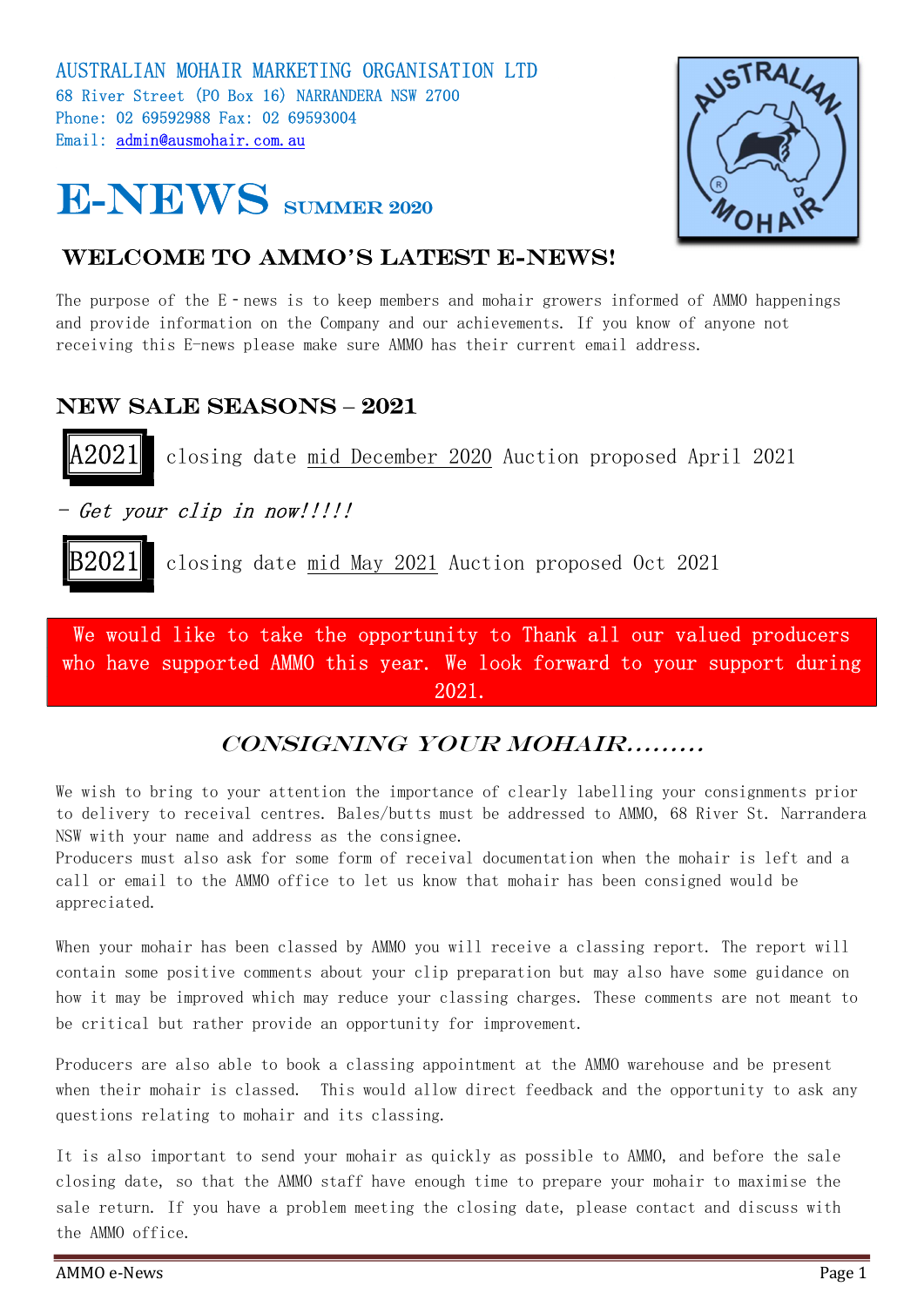AUSTRALIAN MOHAIR MARKETING ORGANISATION LTD
68 River Street (PO Box 16) NARRANDERA NSW 2700
Phone: 02 69592988 Fax: 02 69593004
Email: admin@ausmohair.com.au

# E-NEWS SUMMER 2020

## WELCOME TO AMMO'S LATEST E-NEWS!

The purpose of the E-news is to keep members and mohair growers informed of AMMO happenings and provide information on the Company and our achievements. If you know of anyone not receiving this E-news please make sure AMMO has their current email address.

## NEW SALE SEASONS – 2021

**A2021** closing date mid December 2020 Auction proposed April 2021

*- Get your clip in now!!!!!*

**B2021** closing date mid May 2021 Auction proposed Oct 2021

We would like to take the opportunity to Thank all our valued producers who have supported AMMO this year. We look forward to your support during 2021.

## *CONSIGNING YOUR MOHAIR.........*

We wish to bring to your attention the importance of clearly labelling your consignments prior to delivery to receival centres. Bales/butts must be addressed to AMMO, 68 River St. Narrandera NSW with your name and address as the consignee.
Producers must also ask for some form of receival documentation when the mohair is left and a call or email to the AMMO office to let us know that mohair has been consigned would be appreciated.

When your mohair has been classed by AMMO you will receive a classing report. The report will contain some positive comments about your clip preparation but may also have some guidance on how it may be improved which may reduce your classing charges. These comments are not meant to be critical but rather provide an opportunity for improvement.

Producers are also able to book a classing appointment at the AMMO warehouse and be present when their mohair is classed. This would allow direct feedback and the opportunity to ask any questions relating to mohair and its classing.

It is also important to send your mohair as quickly as possible to AMMO, and before the sale closing date, so that the AMMO staff have enough time to prepare your mohair to maximise the sale return. If you have a problem meeting the closing date, please contact and discuss with the AMMO office.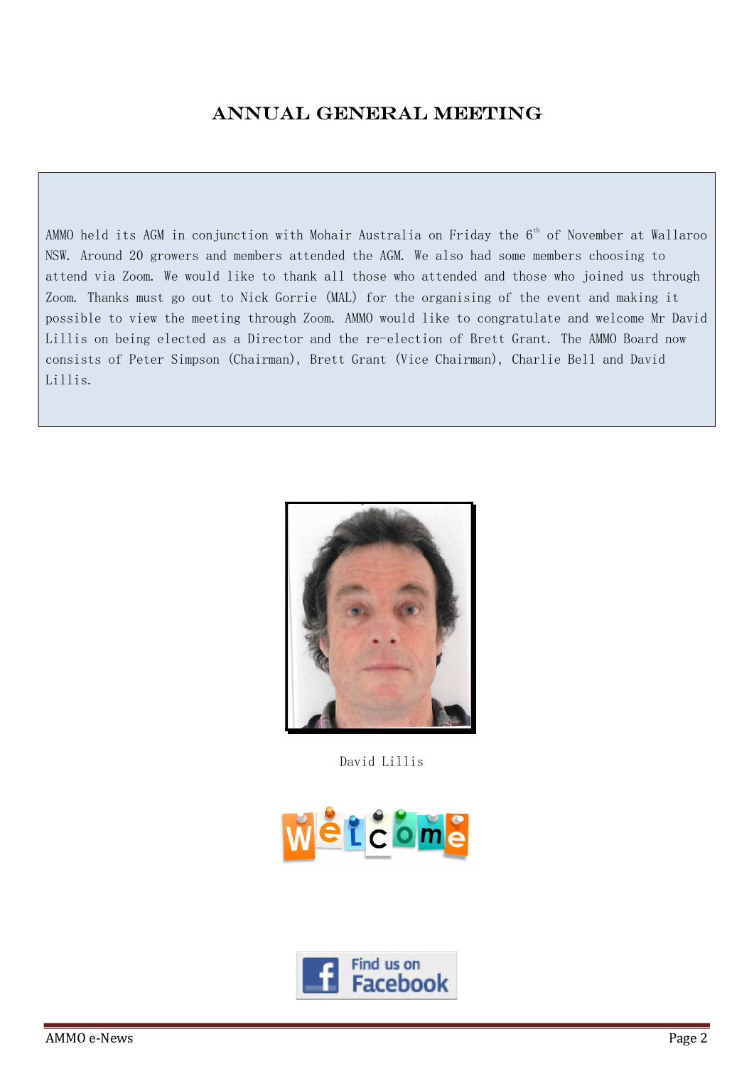# ANNUAL GENERAL MEETING

AMMO held its AGM in conjunction with Mohair Australia on Friday the 6th of November at Wallaroo NSW. Around 20 growers and members attended the AGM. We also had some members choosing to attend via Zoom. We would like to thank all those who attended and those who joined us through Zoom. Thanks must go out to Nick Gorrie (MAL) for the organising of the event and making it possible to view the meeting through Zoom. AMMO would like to congratulate and welcome Mr David Lillis on being elected as a Director and the re-election of Brett Grant. The AMMO Board now consists of Peter Simpson (Chairman), Brett Grant (Vice Chairman), Charlie Bell and David Lillis.

David Lillis

Welcome

Find us on Facebook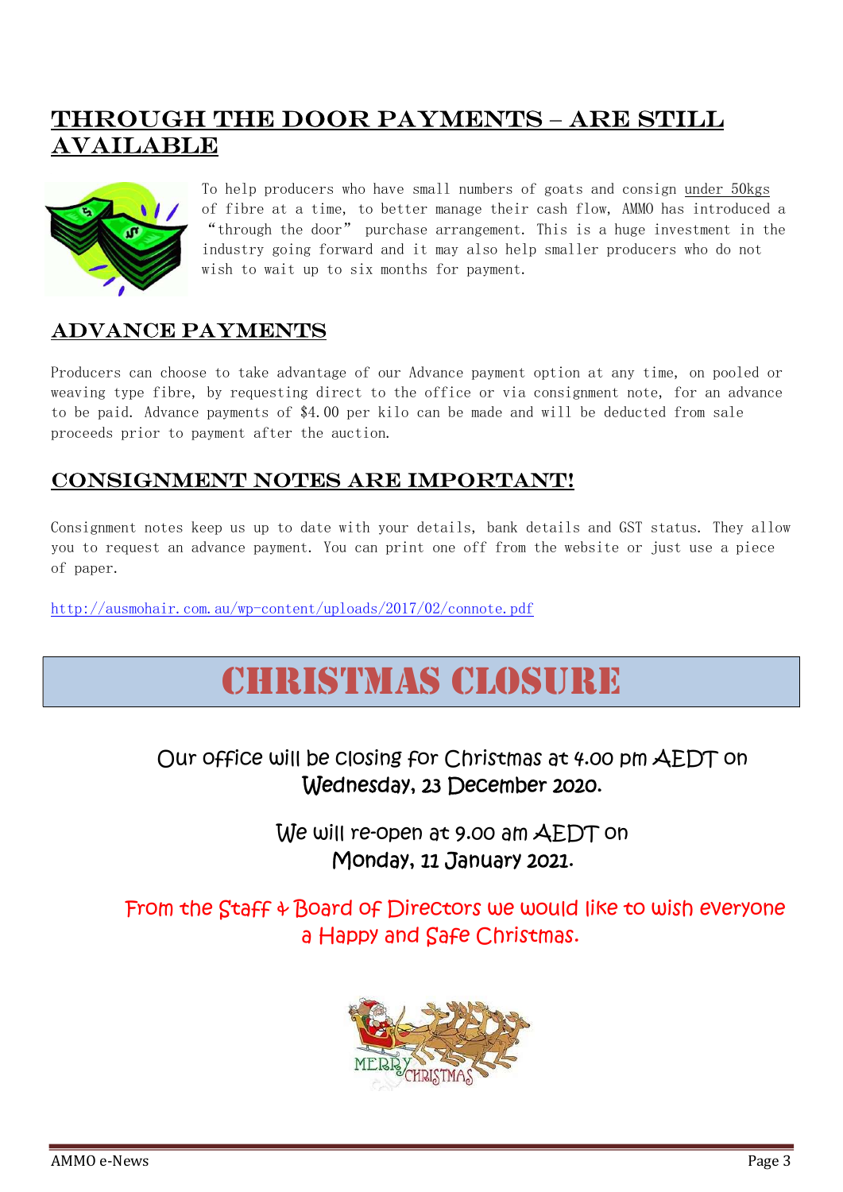## THROUGH THE DOOR PAYMENTS – ARE STILL AVAILABLE

To help producers who have small numbers of goats and consign under 50kgs of fibre at a time, to better manage their cash flow, AMMO has introduced a "through the door" purchase arrangement. This is a huge investment in the industry going forward and it may also help smaller producers who do not wish to wait up to six months for payment.

## ADVANCE PAYMENTS

Producers can choose to take advantage of our Advance payment option at any time, on pooled or weaving type fibre, by requesting direct to the office or via consignment note, for an advance to be paid. Advance payments of $4.00 per kilo can be made and will be deducted from sale proceeds prior to payment after the auction.

## CONSIGNMENT NOTES ARE IMPORTANT!

Consignment notes keep us up to date with your details, bank details and GST status. They allow you to request an advance payment. You can print one off from the website or just use a piece of paper.

http://ausmohair.com.au/wp-content/uploads/2017/02/connote.pdf

# CHRISTMAS CLOSURE

Our office will be closing for Christmas at 4.00 pm AEDT on **Wednesday, 23 December 2020.**

We will re-open at 9.00 am AEDT on **Monday, 11 January 2021.**

From the Staff & Board of Directors we would like to wish everyone a Happy and Safe Christmas.